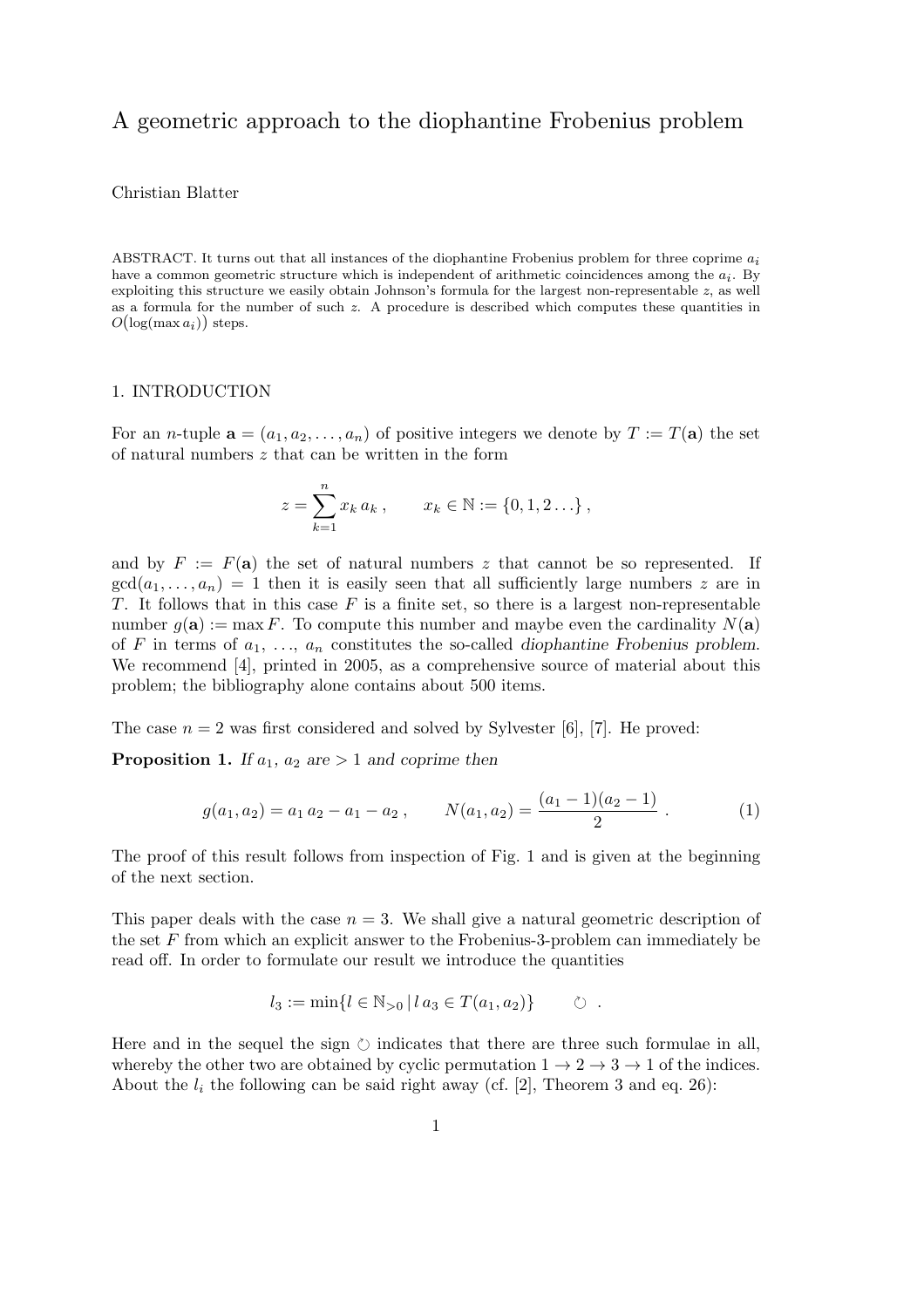# A geometric approach to the diophantine Frobenius problem

Christian Blatter

ABSTRACT. It turns out that all instances of the diophantine Frobenius problem for three coprime $a_i$ have a common geometric structure which is independent of arithmetic coincidences among the $a_i$. By exploiting this structure we easily obtain Johnson's formula for the largest non-representable $z$, as well as a formula for the number of such $z$. A procedure is described which computes these quantities in $O(\log(\max a_i))$ steps.

## 1. INTRODUCTION

For an $n$-tuple $\mathbf{a} = (a_1, a_2, \ldots, a_n)$ of positive integers we denote by $T := T(\mathbf{a})$ the set of natural numbers $z$ that can be written in the form

$$z = \sum_{k=1}^{n} x_k \, a_k \,, \qquad x_k \in \mathbb{N} := \{0, 1, 2 \ldots\} \,,$$

and by $F := F(\mathbf{a})$ the set of natural numbers $z$ that cannot be so represented. If $\gcd(a_1, \ldots, a_n) = 1$ then it is easily seen that all sufficiently large numbers $z$ are in $T$. It follows that in this case $F$ is a finite set, so there is a largest non-representable number $g(\mathbf{a}) := \max F$. To compute this number and maybe even the cardinality $N(\mathbf{a})$ of $F$ in terms of $a_1, \ldots, a_n$ constitutes the so-called *diophantine Frobenius problem*. We recommend [4], printed in 2005, as a comprehensive source of material about this problem; the bibliography alone contains about 500 items.

The case $n = 2$ was first considered and solved by Sylvester [6], [7]. He proved:

**Proposition 1.** *If $a_1$, $a_2$ are $> 1$ and coprime then*

$$g(a_1, a_2) = a_1 \, a_2 - a_1 - a_2 \,, \qquad N(a_1, a_2) = \frac{(a_1 - 1)(a_2 - 1)}{2} \,. \tag{1}$$

The proof of this result follows from inspection of Fig. 1 and is given at the beginning of the next section.

This paper deals with the case $n = 3$. We shall give a natural geometric description of the set $F$ from which an explicit answer to the Frobenius-3-problem can immediately be read off. In order to formulate our result we introduce the quantities

$$l_3 := \min\{l \in \mathbb{N}_{>0} \,|\, l \, a_3 \in T(a_1, a_2)\} \qquad \circlearrowleft \,.$$

Here and in the sequel the sign $\circlearrowleft$ indicates that there are three such formulae in all, whereby the other two are obtained by cyclic permutation $1 \to 2 \to 3 \to 1$ of the indices. About the $l_i$ the following can be said right away (cf. [2], Theorem 3 and eq. 26):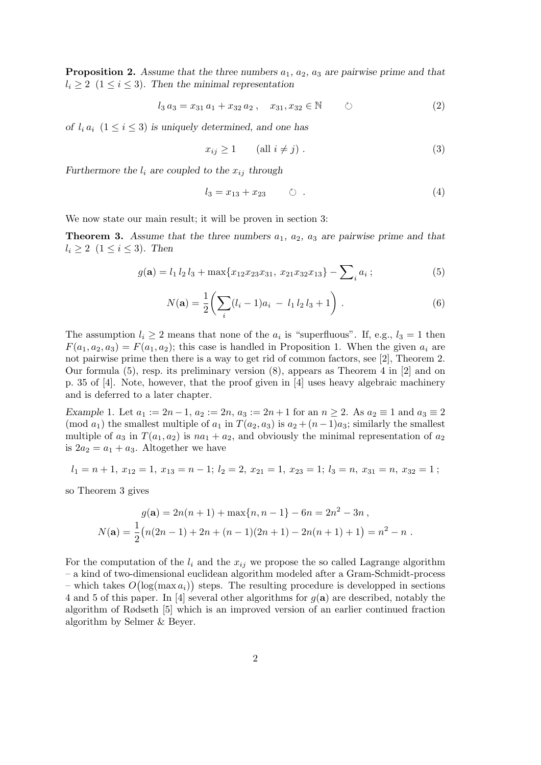**Proposition 2.** *Assume that the three numbers $a_1$, $a_2$, $a_3$ are pairwise prime and that $l_i \geq 2$ $(1 \leq i \leq 3)$. Then the minimal representation*

$$l_3\, a_3 = x_{31}\, a_1 + x_{32}\, a_2\,, \quad x_{31}, x_{32} \in \mathbb{N} \qquad \circlearrowright \tag{2}$$

*of $l_i\, a_i$ $(1 \leq i \leq 3)$ is uniquely determined, and one has*

$$x_{ij} \geq 1 \qquad (\text{all } i \neq j)\ . \tag{3}$$

*Furthermore the $l_i$ are coupled to the $x_{ij}$ through*

$$l_3 = x_{13} + x_{23} \qquad \circlearrowright\ . \tag{4}$$

We now state our main result; it will be proven in section 3:

**Theorem 3.** *Assume that the three numbers $a_1$, $a_2$, $a_3$ are pairwise prime and that $l_i \geq 2$ $(1 \leq i \leq 3)$. Then*

$$g(\mathbf{a}) = l_1\, l_2\, l_3 + \max\{x_{12}x_{23}x_{31},\ x_{21}x_{32}x_{13}\} - \sum\nolimits_i a_i\,; \tag{5}$$

$$N(\mathbf{a}) = \frac{1}{2}\biggl(\sum_i (l_i - 1)a_i\ -\ l_1\, l_2\, l_3 + 1\biggr)\ . \tag{6}$$

The assumption $l_i \geq 2$ means that none of the $a_i$ is "superfluous". If, e.g., $l_3 = 1$ then $F(a_1, a_2, a_3) = F(a_1, a_2)$; this case is handled in Proposition 1. When the given $a_i$ are not pairwise prime then there is a way to get rid of common factors, see [2], Theorem 2. Our formula (5), resp. its preliminary version (8), appears as Theorem 4 in [2] and on p. 35 of [4]. Note, however, that the proof given in [4] uses heavy algebraic machinery and is deferred to a later chapter.

*Example* 1. Let $a_1 := 2n-1$, $a_2 := 2n$, $a_3 := 2n+1$ for an $n \geq 2$. As $a_2 \equiv 1$ and $a_3 \equiv 2$ (mod $a_1$) the smallest multiple of $a_1$ in $T(a_2, a_3)$ is $a_2 + (n-1)a_3$; similarly the smallest multiple of $a_3$ in $T(a_1, a_2)$ is $n a_1 + a_2$, and obviously the minimal representation of $a_2$ is $2a_2 = a_1 + a_3$. Altogether we have

$$l_1 = n+1,\ x_{12} = 1,\ x_{13} = n-1;\ l_2 = 2,\ x_{21} = 1,\ x_{23} = 1;\ l_3 = n,\ x_{31} = n,\ x_{32} = 1\,;$$

so Theorem 3 gives

$$g(\mathbf{a}) = 2n(n+1) + \max\{n, n-1\} - 6n = 2n^2 - 3n\,,$$

$$N(\mathbf{a}) = \frac{1}{2}\bigl(n(2n-1) + 2n + (n-1)(2n+1) - 2n(n+1) + 1\bigr) = n^2 - n\ .$$

For the computation of the $l_i$ and the $x_{ij}$ we propose the so called Lagrange algorithm – a kind of two-dimensional euclidean algorithm modeled after a Gram-Schmidt-process – which takes $O\bigl(\log(\max a_i)\bigr)$ steps. The resulting procedure is developped in sections 4 and 5 of this paper. In [4] several other algorithms for $g(\mathbf{a})$ are described, notably the algorithm of Rødseth [5] which is an improved version of an earlier continued fraction algorithm by Selmer & Beyer.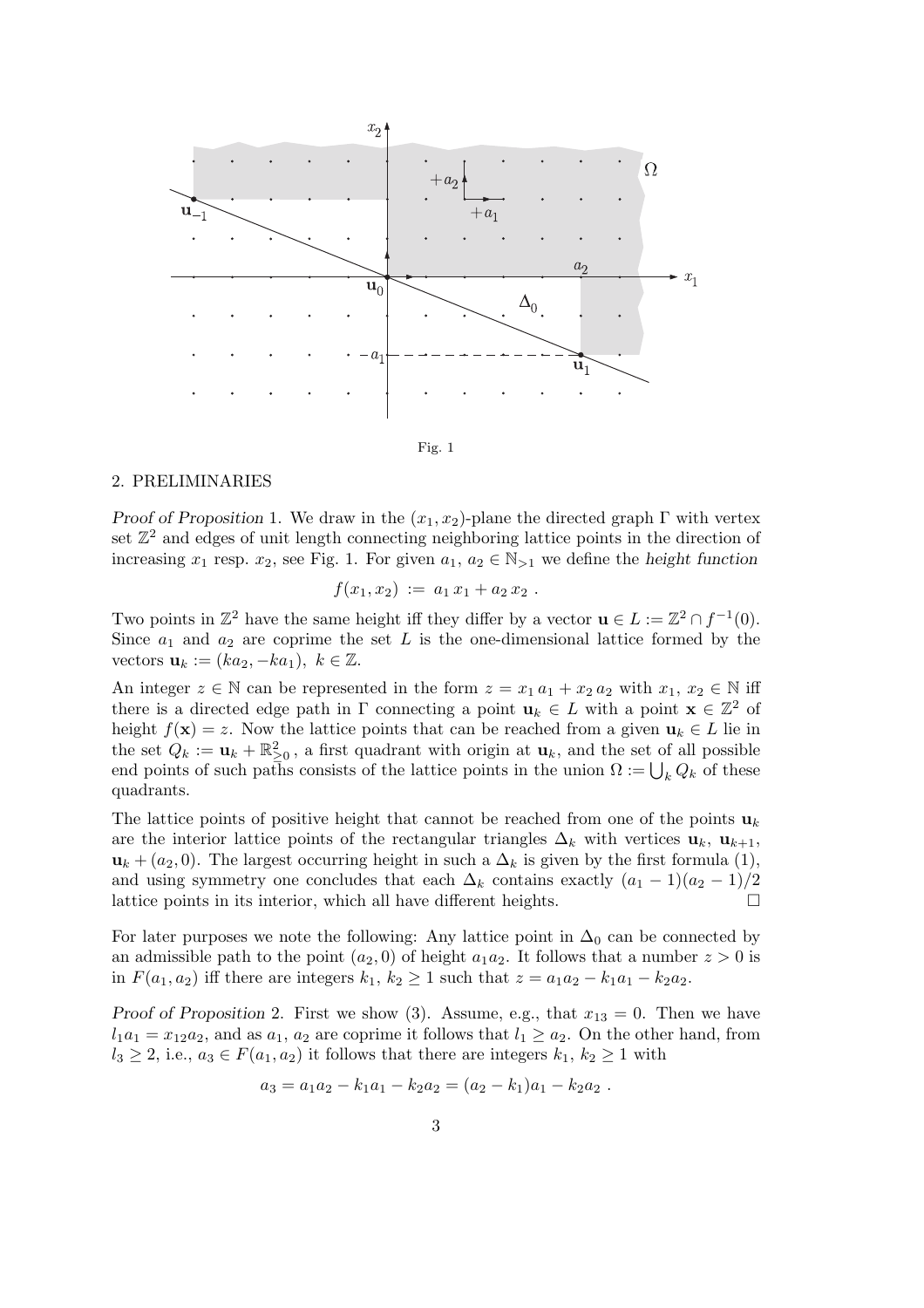Fig. 1

## 2. PRELIMINARIES

*Proof of Proposition* 1. We draw in the $(x_1, x_2)$-plane the directed graph $\Gamma$ with vertex set $\mathbb{Z}^2$ and edges of unit length connecting neighboring lattice points in the direction of increasing $x_1$ resp. $x_2$, see Fig. 1. For given $a_1, a_2 \in \mathbb{N}_{>1}$ we define the *height function*

$$f(x_1, x_2) := a_1 x_1 + a_2 x_2 .$$

Two points in $\mathbb{Z}^2$ have the same height iff they differ by a vector $\mathbf{u} \in L := \mathbb{Z}^2 \cap f^{-1}(0)$. Since $a_1$ and $a_2$ are coprime the set $L$ is the one-dimensional lattice formed by the vectors $\mathbf{u}_k := (ka_2, -ka_1),\ k \in \mathbb{Z}$.

An integer $z \in \mathbb{N}$ can be represented in the form $z = x_1 a_1 + x_2 a_2$ with $x_1, x_2 \in \mathbb{N}$ iff there is a directed edge path in $\Gamma$ connecting a point $\mathbf{u}_k \in L$ with a point $\mathbf{x} \in \mathbb{Z}^2$ of height $f(\mathbf{x}) = z$. Now the lattice points that can be reached from a given $\mathbf{u}_k \in L$ lie in the set $Q_k := \mathbf{u}_k + \mathbb{R}^2_{\geq 0}$, a first quadrant with origin at $\mathbf{u}_k$, and the set of all possible end points of such paths consists of the lattice points in the union $\Omega := \bigcup_k Q_k$ of these quadrants.

The lattice points of positive height that cannot be reached from one of the points $\mathbf{u}_k$ are the interior lattice points of the rectangular triangles $\Delta_k$ with vertices $\mathbf{u}_k$, $\mathbf{u}_{k+1}$, $\mathbf{u}_k + (a_2, 0)$. The largest occurring height in such a $\Delta_k$ is given by the first formula (1), and using symmetry one concludes that each $\Delta_k$ contains exactly $(a_1 - 1)(a_2 - 1)/2$ lattice points in its interior, which all have different heights. $\square$

For later purposes we note the following: Any lattice point in $\Delta_0$ can be connected by an admissible path to the point $(a_2, 0)$ of height $a_1 a_2$. It follows that a number $z > 0$ is in $F(a_1, a_2)$ iff there are integers $k_1, k_2 \geq 1$ such that $z = a_1 a_2 - k_1 a_1 - k_2 a_2$.

*Proof of Proposition* 2. First we show (3). Assume, e.g., that $x_{13} = 0$. Then we have $l_1 a_1 = x_{12} a_2$, and as $a_1$, $a_2$ are coprime it follows that $l_1 \geq a_2$. On the other hand, from $l_3 \geq 2$, i.e., $a_3 \in F(a_1, a_2)$ it follows that there are integers $k_1, k_2 \geq 1$ with

$$a_3 = a_1 a_2 - k_1 a_1 - k_2 a_2 = (a_2 - k_1) a_1 - k_2 a_2 .$$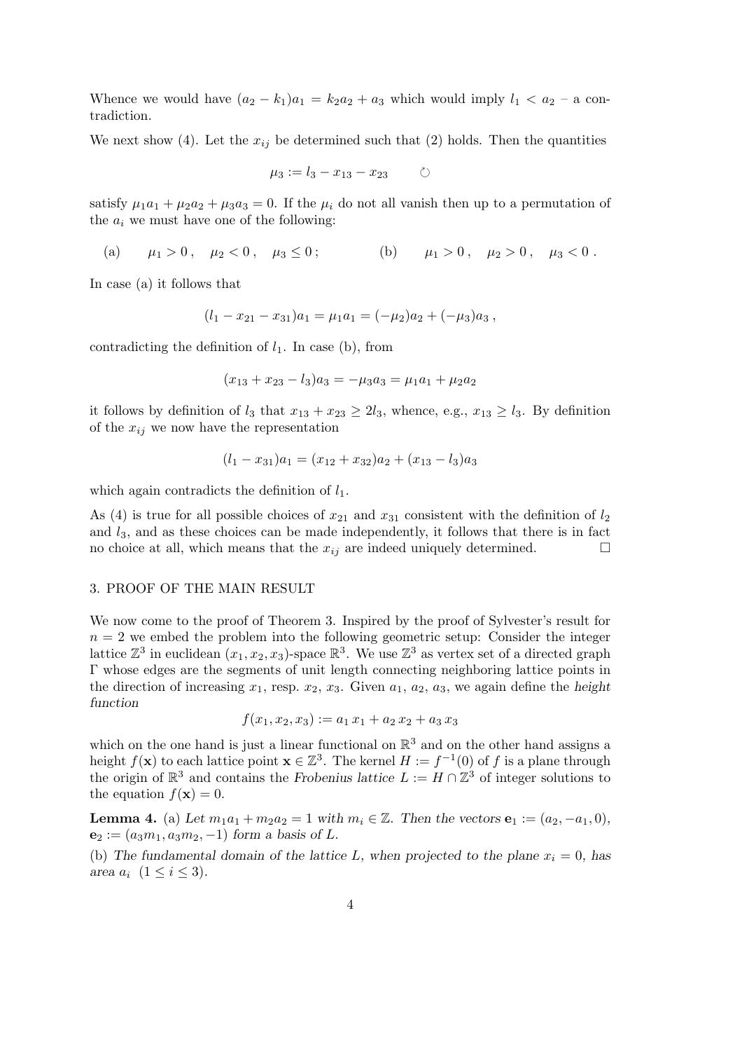Whence we would have $(a_2 - k_1)a_1 = k_2 a_2 + a_3$ which would imply $l_1 < a_2$ – a contradiction.

We next show (4). Let the $x_{ij}$ be determined such that (2) holds. Then the quantities

$$\mu_3 := l_3 - x_{13} - x_{23} \qquad \circlearrowleft$$

satisfy $\mu_1 a_1 + \mu_2 a_2 + \mu_3 a_3 = 0$. If the $\mu_i$ do not all vanish then up to a permutation of the $a_i$ we must have one of the following:

$$\text{(a)} \qquad \mu_1 > 0\,, \quad \mu_2 < 0\,, \quad \mu_3 \leq 0\,; \qquad\qquad \text{(b)} \qquad \mu_1 > 0\,, \quad \mu_2 > 0\,, \quad \mu_3 < 0\,.$$

In case (a) it follows that

$$(l_1 - x_{21} - x_{31})a_1 = \mu_1 a_1 = (-\mu_2)a_2 + (-\mu_3)a_3\,,$$

contradicting the definition of $l_1$. In case (b), from

$$(x_{13} + x_{23} - l_3)a_3 = -\mu_3 a_3 = \mu_1 a_1 + \mu_2 a_2$$

it follows by definition of $l_3$ that $x_{13} + x_{23} \geq 2l_3$, whence, e.g., $x_{13} \geq l_3$. By definition of the $x_{ij}$ we now have the representation

$$(l_1 - x_{31})a_1 = (x_{12} + x_{32})a_2 + (x_{13} - l_3)a_3$$

which again contradicts the definition of $l_1$.

As (4) is true for all possible choices of $x_{21}$ and $x_{31}$ consistent with the definition of $l_2$ and $l_3$, and as these choices can be made independently, it follows that there is in fact no choice at all, which means that the $x_{ij}$ are indeed uniquely determined. $\square$

## 3. PROOF OF THE MAIN RESULT

We now come to the proof of Theorem 3. Inspired by the proof of Sylvester's result for $n = 2$ we embed the problem into the following geometric setup: Consider the integer lattice $\mathbb{Z}^3$ in euclidean $(x_1, x_2, x_3)$-space $\mathbb{R}^3$. We use $\mathbb{Z}^3$ as vertex set of a directed graph $\Gamma$ whose edges are the segments of unit length connecting neighboring lattice points in the direction of increasing $x_1$, resp. $x_2$, $x_3$. Given $a_1$, $a_2$, $a_3$, we again define the *height function*

$$f(x_1, x_2, x_3) := a_1\,x_1 + a_2\,x_2 + a_3\,x_3$$

which on the one hand is just a linear functional on $\mathbb{R}^3$ and on the other hand assigns a height $f(\mathbf{x})$ to each lattice point $\mathbf{x} \in \mathbb{Z}^3$. The kernel $H := f^{-1}(0)$ of $f$ is a plane through the origin of $\mathbb{R}^3$ and contains the *Frobenius lattice* $L := H \cap \mathbb{Z}^3$ of integer solutions to the equation $f(\mathbf{x}) = 0$.

**Lemma 4.** (a) *Let $m_1 a_1 + m_2 a_2 = 1$ with $m_i \in \mathbb{Z}$. Then the vectors $\mathbf{e}_1 := (a_2, -a_1, 0)$, $\mathbf{e}_2 := (a_3 m_1, a_3 m_2, -1)$ form a basis of $L$.*

(b) *The fundamental domain of the lattice $L$, when projected to the plane $x_i = 0$, has area $a_i$ $(1 \leq i \leq 3)$.*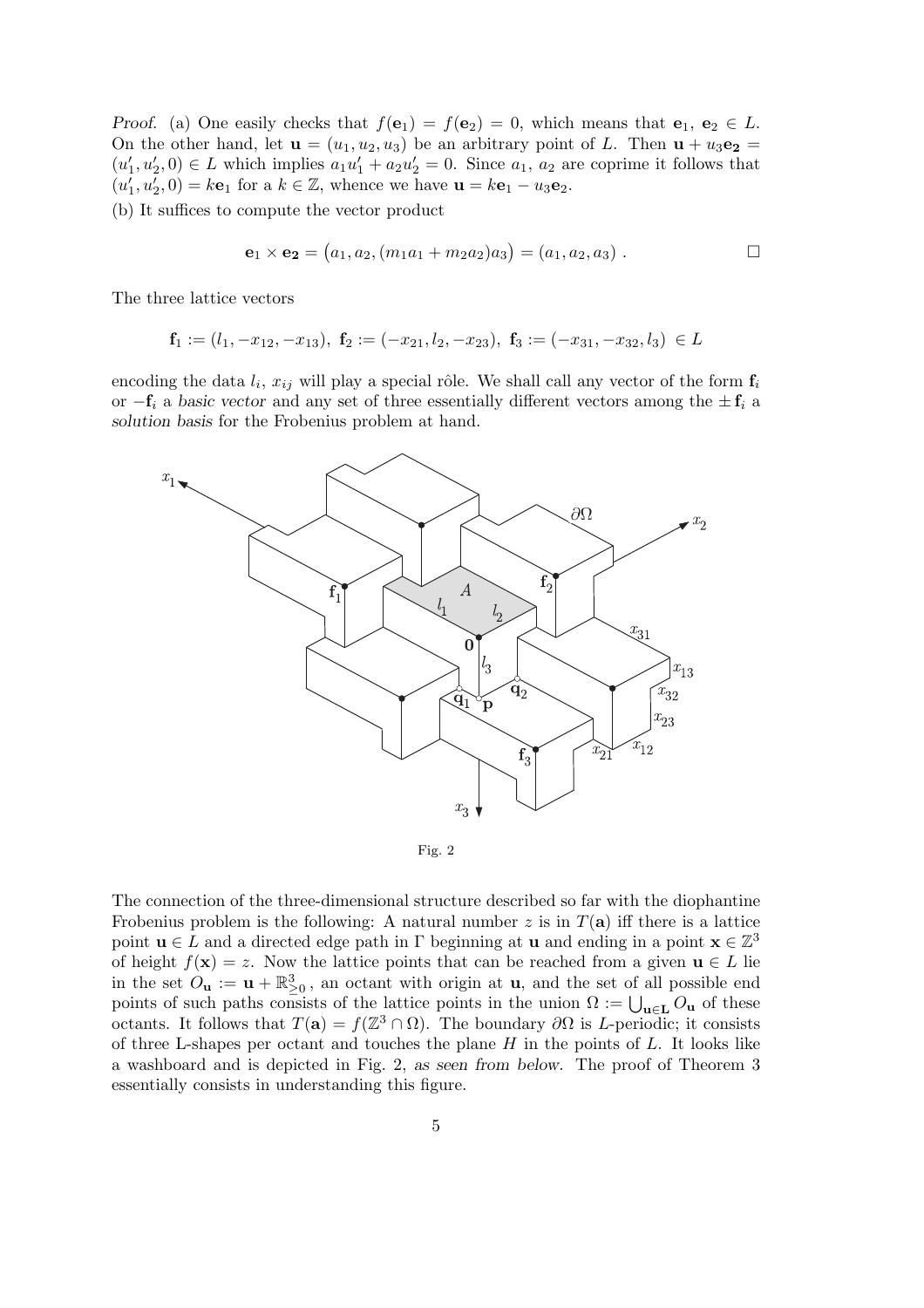*Proof.* (a) One easily checks that $f(\mathbf{e}_1) = f(\mathbf{e}_2) = 0$, which means that $\mathbf{e}_1, \mathbf{e}_2 \in L$. On the other hand, let $\mathbf{u} = (u_1, u_2, u_3)$ be an arbitrary point of $L$. Then $\mathbf{u} + u_3\mathbf{e_2} = (u_1', u_2', 0) \in L$ which implies $a_1u_1' + a_2u_2' = 0$. Since $a_1$, $a_2$ are coprime it follows that $(u_1', u_2', 0) = k\mathbf{e}_1$ for a $k \in \mathbb{Z}$, whence we have $\mathbf{u} = k\mathbf{e}_1 - u_3\mathbf{e}_2$.

(b) It suffices to compute the vector product

$$\mathbf{e}_1 \times \mathbf{e_2} = \big(a_1, a_2, (m_1a_1 + m_2a_2)a_3\big) = (a_1, a_2, a_3)\ . \qquad \square$$

The three lattice vectors

$$\mathbf{f}_1 := (l_1, -x_{12}, -x_{13}),\ \mathbf{f}_2 := (-x_{21}, l_2, -x_{23}),\ \mathbf{f}_3 := (-x_{31}, -x_{32}, l_3)\ \in L$$

encoding the data $l_i$, $x_{ij}$ will play a special rôle. We shall call any vector of the form $\mathbf{f}_i$ or $-\mathbf{f}_i$ a *basic vector* and any set of three essentially different vectors among the $\pm\,\mathbf{f}_i$ a *solution basis* for the Frobenius problem at hand.

Fig. 2

The connection of the three-dimensional structure described so far with the diophantine Frobenius problem is the following: A natural number $z$ is in $T(\mathbf{a})$ iff there is a lattice point $\mathbf{u} \in L$ and a directed edge path in $\Gamma$ beginning at $\mathbf{u}$ and ending in a point $\mathbf{x} \in \mathbb{Z}^3$ of height $f(\mathbf{x}) = z$. Now the lattice points that can be reached from a given $\mathbf{u} \in L$ lie in the set $O_\mathbf{u} := \mathbf{u} + \mathbb{R}^3_{\geq 0}$, an octant with origin at $\mathbf{u}$, and the set of all possible end points of such paths consists of the lattice points in the union $\Omega := \bigcup_{\mathbf{u} \in \mathbf{L}} O_\mathbf{u}$ of these octants. It follows that $T(\mathbf{a}) = f(\mathbb{Z}^3 \cap \Omega)$. The boundary $\partial\Omega$ is $L$-periodic; it consists of three L-shapes per octant and touches the plane $H$ in the points of $L$. It looks like a washboard and is depicted in Fig. 2, *as seen from below*. The proof of Theorem 3 essentially consists in understanding this figure.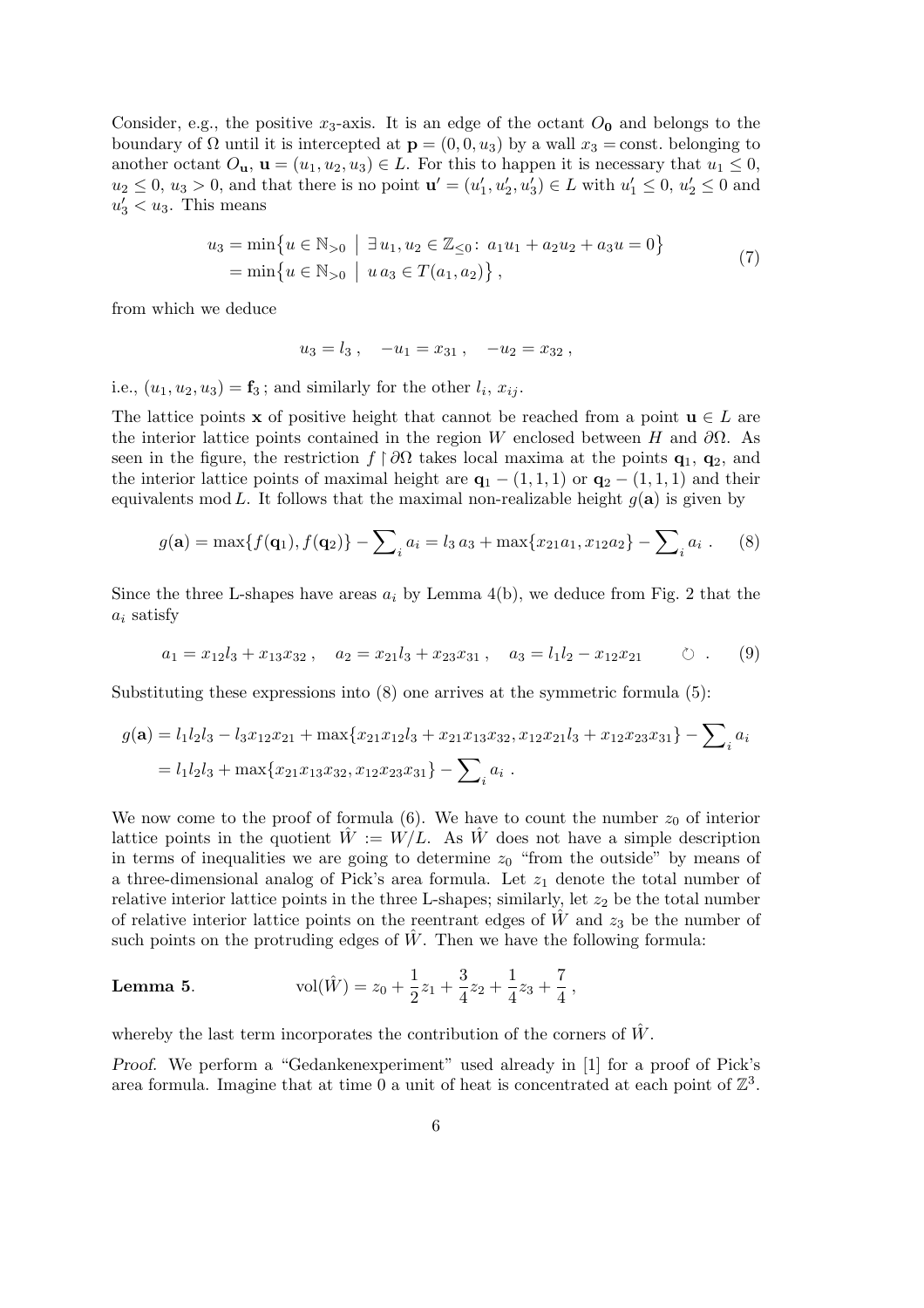Consider, e.g., the positive $x_3$-axis. It is an edge of the octant $O_{\mathbf{0}}$ and belongs to the boundary of $\Omega$ until it is intercepted at $\mathbf{p} = (0, 0, u_3)$ by a wall $x_3 = \text{const.}$ belonging to another octant $O_{\mathbf{u}}$, $\mathbf{u} = (u_1, u_2, u_3) \in L$. For this to happen it is necessary that $u_1 \leq 0$, $u_2 \leq 0$, $u_3 > 0$, and that there is no point $\mathbf{u}' = (u_1', u_2', u_3') \in L$ with $u_1' \leq 0$, $u_2' \leq 0$ and $u_3' < u_3$. This means

$$
\begin{aligned}
u_3 &= \min\bigl\{u \in \mathbb{N}_{>0} \bigm| \exists\, u_1, u_2 \in \mathbb{Z}_{\leq 0} \colon\ a_1 u_1 + a_2 u_2 + a_3 u = 0\bigr\} \\
&= \min\bigl\{u \in \mathbb{N}_{>0} \bigm| u\, a_3 \in T(a_1, a_2)\bigr\}\,,
\end{aligned}
\tag{7}
$$

from which we deduce

$$
u_3 = l_3\,, \quad -u_1 = x_{31}\,, \quad -u_2 = x_{32}\,,
$$

i.e., $(u_1, u_2, u_3) = \mathbf{f}_3$ ; and similarly for the other $l_i$, $x_{ij}$.

The lattice points $\mathbf{x}$ of positive height that cannot be reached from a point $\mathbf{u} \in L$ are the interior lattice points contained in the region $W$ enclosed between $H$ and $\partial\Omega$. As seen in the figure, the restriction $f \restriction \partial\Omega$ takes local maxima at the points $\mathbf{q}_1$, $\mathbf{q}_2$, and the interior lattice points of maximal height are $\mathbf{q}_1 - (1,1,1)$ or $\mathbf{q}_2 - (1,1,1)$ and their equivalents mod $L$. It follows that the maximal non-realizable height $g(\mathbf{a})$ is given by

$$
g(\mathbf{a}) = \max\{f(\mathbf{q}_1), f(\mathbf{q}_2)\} - \sum\nolimits_i a_i = l_3\, a_3 + \max\{x_{21} a_1, x_{12} a_2\} - \sum\nolimits_i a_i\ . \tag{8}
$$

Since the three L-shapes have areas $a_i$ by Lemma 4(b), we deduce from Fig. 2 that the $a_i$ satisfy

$$
a_1 = x_{12} l_3 + x_{13} x_{32}\,, \quad a_2 = x_{21} l_3 + x_{23} x_{31}\,, \quad a_3 = l_1 l_2 - x_{12} x_{21} \qquad \circlearrowleft\ . \tag{9}
$$

Substituting these expressions into (8) one arrives at the symmetric formula (5):

$$
\begin{aligned}
g(\mathbf{a}) &= l_1 l_2 l_3 - l_3 x_{12} x_{21} + \max\{x_{21} x_{12} l_3 + x_{21} x_{13} x_{32}, x_{12} x_{21} l_3 + x_{12} x_{23} x_{31}\} - \sum\nolimits_i a_i \\
&= l_1 l_2 l_3 + \max\{x_{21} x_{13} x_{32}, x_{12} x_{23} x_{31}\} - \sum\nolimits_i a_i\ .
\end{aligned}
$$

We now come to the proof of formula (6). We have to count the number $z_0$ of interior lattice points in the quotient $\hat{W} := W/L$. As $\hat{W}$ does not have a simple description in terms of inequalities we are going to determine $z_0$ "from the outside" by means of a three-dimensional analog of Pick's area formula. Let $z_1$ denote the total number of relative interior lattice points in the three L-shapes; similarly, let $z_2$ be the total number of relative interior lattice points on the reentrant edges of $\hat{W}$ and $z_3$ be the number of such points on the protruding edges of $\hat{W}$. Then we have the following formula:

**Lemma 5.** $$\operatorname{vol}(\hat{W}) = z_0 + \frac{1}{2} z_1 + \frac{3}{4} z_2 + \frac{1}{4} z_3 + \frac{7}{4}\,,$$

whereby the last term incorporates the contribution of the corners of $\hat{W}$.

*Proof.* We perform a "Gedankenexperiment" used already in [1] for a proof of Pick's area formula. Imagine that at time 0 a unit of heat is concentrated at each point of $\mathbb{Z}^3$.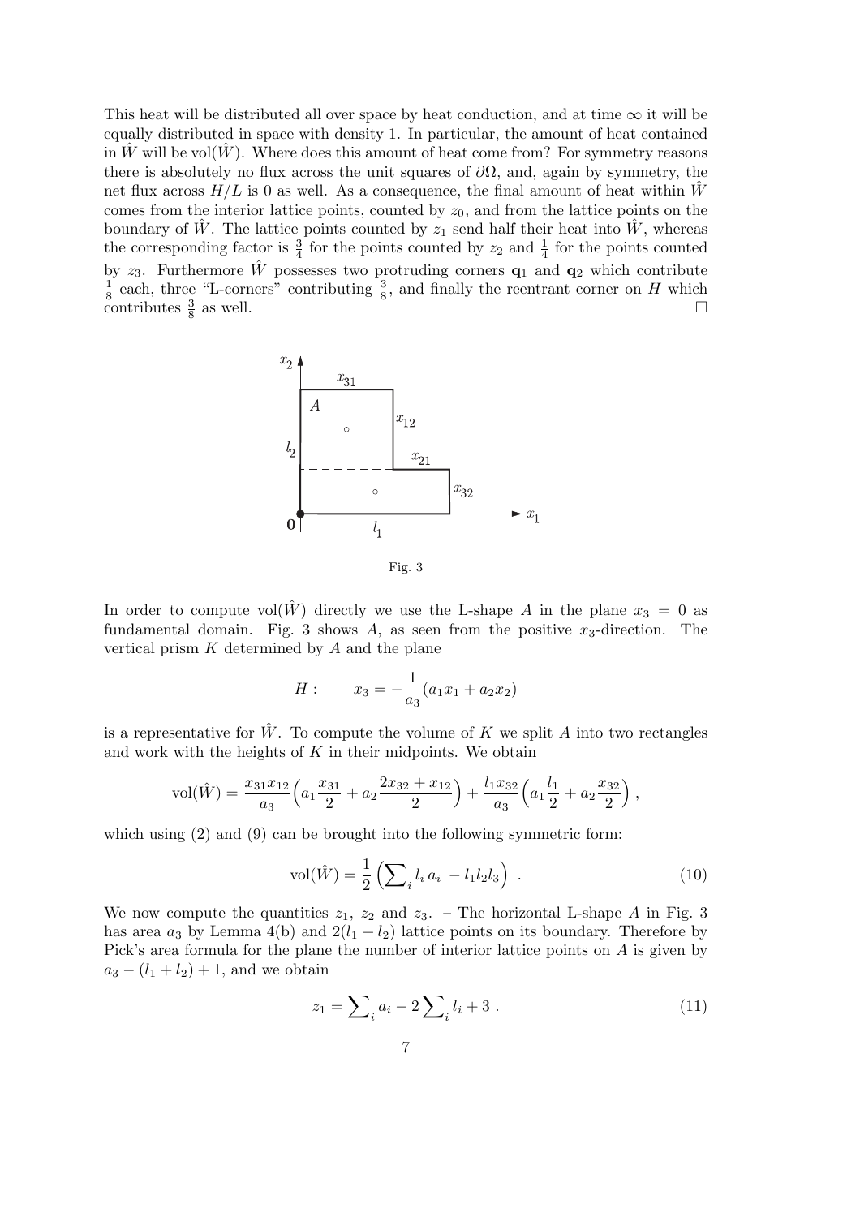This heat will be distributed all over space by heat conduction, and at time $\infty$ it will be equally distributed in space with density 1. In particular, the amount of heat contained in $\hat{W}$ will be $\mathrm{vol}(\hat{W})$. Where does this amount of heat come from? For symmetry reasons there is absolutely no flux across the unit squares of $\partial\Omega$, and, again by symmetry, the net flux across $H/L$ is 0 as well. As a consequence, the final amount of heat within $\hat{W}$ comes from the interior lattice points, counted by $z_0$, and from the lattice points on the boundary of $\hat{W}$. The lattice points counted by $z_1$ send half their heat into $\hat{W}$, whereas the corresponding factor is $\frac{3}{4}$ for the points counted by $z_2$ and $\frac{1}{4}$ for the points counted by $z_3$. Furthermore $\hat{W}$ possesses two protruding corners $\mathbf{q}_1$ and $\mathbf{q}_2$ which contribute $\frac{1}{8}$ each, three "L-corners" contributing $\frac{3}{8}$, and finally the reentrant corner on $H$ which contributes $\frac{3}{8}$ as well. □

Fig. 3

In order to compute $\mathrm{vol}(\hat{W})$ directly we use the L-shape $A$ in the plane $x_3 = 0$ as fundamental domain. Fig. 3 shows $A$, as seen from the positive $x_3$-direction. The vertical prism $K$ determined by $A$ and the plane

$$H: \qquad x_3 = -\frac{1}{a_3}(a_1 x_1 + a_2 x_2)$$

is a representative for $\hat{W}$. To compute the volume of $K$ we split $A$ into two rectangles and work with the heights of $K$ in their midpoints. We obtain

$$\mathrm{vol}(\hat{W}) = \frac{x_{31}x_{12}}{a_3}\Big(a_1\frac{x_{31}}{2} + a_2\frac{2x_{32}+x_{12}}{2}\Big) + \frac{l_1 x_{32}}{a_3}\Big(a_1\frac{l_1}{2} + a_2\frac{x_{32}}{2}\Big)\,,$$

which using (2) and (9) can be brought into the following symmetric form:

$$\mathrm{vol}(\hat{W}) = \frac{1}{2}\left(\sum\nolimits_i l_i\, a_i \, - l_1 l_2 l_3\right) \,. \tag{10}$$

We now compute the quantities $z_1$, $z_2$ and $z_3$. – The horizontal L-shape $A$ in Fig. 3 has area $a_3$ by Lemma 4(b) and $2(l_1 + l_2)$ lattice points on its boundary. Therefore by Pick's area formula for the plane the number of interior lattice points on $A$ is given by $a_3 - (l_1 + l_2) + 1$, and we obtain

$$z_1 = \sum\nolimits_i a_i - 2\sum\nolimits_i l_i + 3\,. \tag{11}$$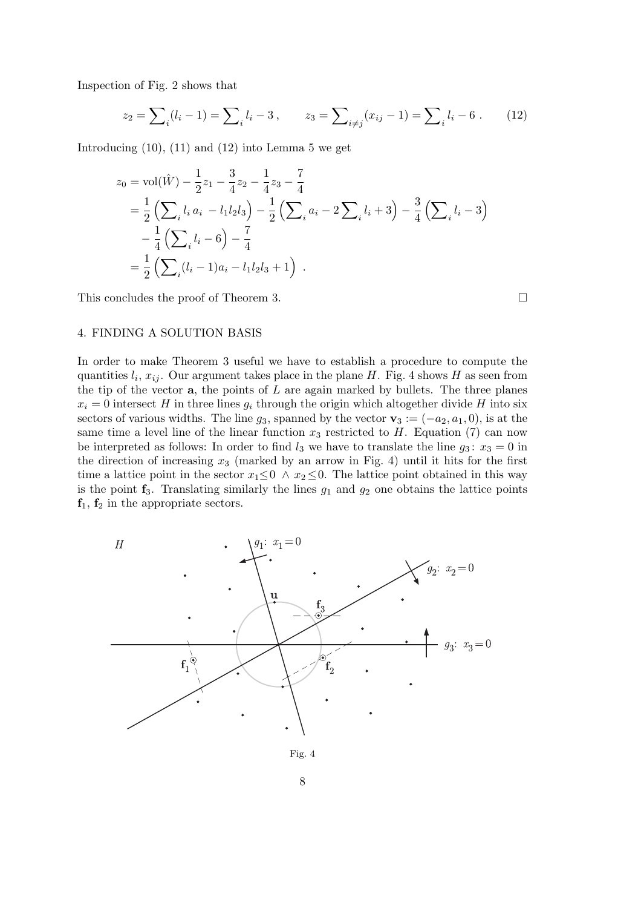Inspection of Fig. 2 shows that

$$z_2 = \sum_i (l_i - 1) = \sum_i l_i - 3\,, \qquad z_3 = \sum_{i \neq j} (x_{ij} - 1) = \sum_i l_i - 6\ . \qquad (12)$$

Introducing (10), (11) and (12) into Lemma 5 we get

$$\begin{aligned}
z_0 &= \mathrm{vol}(\hat{W}) - \frac{1}{2} z_1 - \frac{3}{4} z_2 - \frac{1}{4} z_3 - \frac{7}{4} \\
&= \frac{1}{2}\left(\sum_i l_i\, a_i\ - l_1 l_2 l_3\right) - \frac{1}{2}\left(\sum_i a_i - 2\sum_i l_i + 3\right) - \frac{3}{4}\left(\sum_i l_i - 3\right) \\
&\quad - \frac{1}{4}\left(\sum_i l_i - 6\right) - \frac{7}{4} \\
&= \frac{1}{2}\left(\sum_i (l_i - 1) a_i - l_1 l_2 l_3 + 1\right)\ .
\end{aligned}$$

This concludes the proof of Theorem 3. □

## 4. FINDING A SOLUTION BASIS

In order to make Theorem 3 useful we have to establish a procedure to compute the quantities $l_i$, $x_{ij}$. Our argument takes place in the plane $H$. Fig. 4 shows $H$ as seen from the tip of the vector $\mathbf{a}$, the points of $L$ are again marked by bullets. The three planes $x_i = 0$ intersect $H$ in three lines $g_i$ through the origin which altogether divide $H$ into six sectors of various widths. The line $g_3$, spanned by the vector $\mathbf{v}_3 := (-a_2, a_1, 0)$, is at the same time a level line of the linear function $x_3$ restricted to $H$. Equation (7) can now be interpreted as follows: In order to find $l_3$ we have to translate the line $g_3\colon\, x_3 = 0$ in the direction of increasing $x_3$ (marked by an arrow in Fig. 4) until it hits for the first time a lattice point in the sector $x_1 \leq 0\ \wedge\ x_2 \leq 0$. The lattice point obtained in this way is the point $\mathbf{f}_3$. Translating similarly the lines $g_1$ and $g_2$ one obtains the lattice points $\mathbf{f}_1$, $\mathbf{f}_2$ in the appropriate sectors.

Fig. 4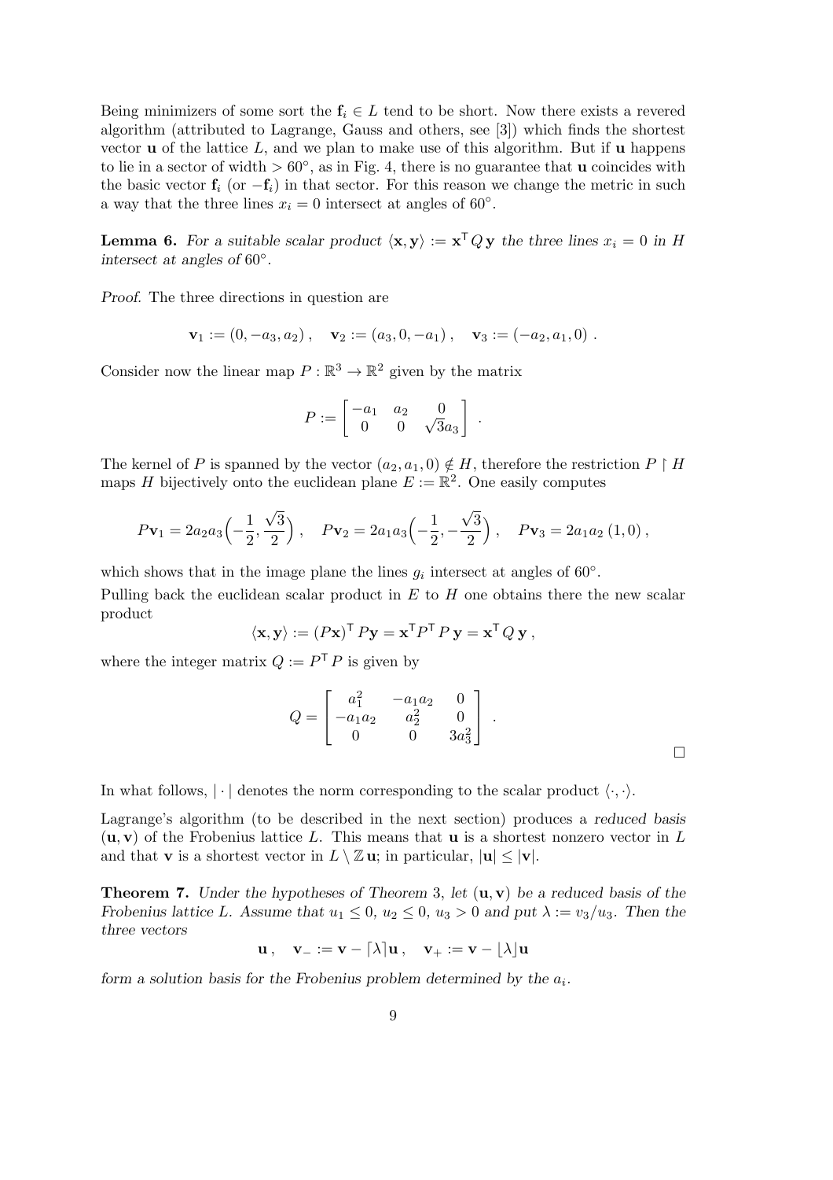Being minimizers of some sort the $\mathbf{f}_i \in L$ tend to be short. Now there exists a revered algorithm (attributed to Lagrange, Gauss and others, see [3]) which finds the shortest vector $\mathbf{u}$ of the lattice $L$, and we plan to make use of this algorithm. But if $\mathbf{u}$ happens to lie in a sector of width $> 60^\circ$, as in Fig. 4, there is no guarantee that $\mathbf{u}$ coincides with the basic vector $\mathbf{f}_i$ (or $-\mathbf{f}_i$) in that sector. For this reason we change the metric in such a way that the three lines $x_i = 0$ intersect at angles of $60^\circ$.

**Lemma 6.** *For a suitable scalar product $\langle \mathbf{x}, \mathbf{y} \rangle := \mathbf{x}^\top Q\, \mathbf{y}$ the three lines $x_i = 0$ in $H$ intersect at angles of $60^\circ$.*

*Proof.* The three directions in question are

$$\mathbf{v}_1 := (0, -a_3, a_2)\,, \quad \mathbf{v}_2 := (a_3, 0, -a_1)\,, \quad \mathbf{v}_3 := (-a_2, a_1, 0)\,.$$

Consider now the linear map $P : \mathbb{R}^3 \to \mathbb{R}^2$ given by the matrix

$$P := \begin{bmatrix} -a_1 & a_2 & 0 \\ 0 & 0 & \sqrt{3}a_3 \end{bmatrix}\,.$$

The kernel of $P$ is spanned by the vector $(a_2, a_1, 0) \notin H$, therefore the restriction $P \restriction H$ maps $H$ bijectively onto the euclidean plane $E := \mathbb{R}^2$. One easily computes

$$P\mathbf{v}_1 = 2a_2a_3\Big(-\frac{1}{2}, \frac{\sqrt{3}}{2}\Big)\,, \quad P\mathbf{v}_2 = 2a_1a_3\Big(-\frac{1}{2}, -\frac{\sqrt{3}}{2}\Big)\,, \quad P\mathbf{v}_3 = 2a_1a_2\,(1, 0)\,,$$

which shows that in the image plane the lines $g_i$ intersect at angles of $60^\circ$.

Pulling back the euclidean scalar product in $E$ to $H$ one obtains there the new scalar product

$$\langle \mathbf{x}, \mathbf{y} \rangle := (P\mathbf{x})^\top P\mathbf{y} = \mathbf{x}^\top P^\top P\, \mathbf{y} = \mathbf{x}^\top Q\, \mathbf{y}\,,$$

where the integer matrix $Q := P^\top P$ is given by

$$Q = \begin{bmatrix} a_1^2 & -a_1a_2 & 0 \\ -a_1a_2 & a_2^2 & 0 \\ 0 & 0 & 3a_3^2 \end{bmatrix}\,.$$

□

In what follows, $|\cdot|$ denotes the norm corresponding to the scalar product $\langle \cdot, \cdot \rangle$.

Lagrange's algorithm (to be described in the next section) produces a *reduced basis* $(\mathbf{u}, \mathbf{v})$ of the Frobenius lattice $L$. This means that $\mathbf{u}$ is a shortest nonzero vector in $L$ and that $\mathbf{v}$ is a shortest vector in $L \setminus \mathbb{Z}\,\mathbf{u}$; in particular, $|\mathbf{u}| \le |\mathbf{v}|$.

**Theorem 7.** *Under the hypotheses of Theorem 3, let $(\mathbf{u}, \mathbf{v})$ be a reduced basis of the Frobenius lattice $L$. Assume that $u_1 \le 0$, $u_2 \le 0$, $u_3 > 0$ and put $\lambda := v_3/u_3$. Then the three vectors*

$$\mathbf{u}\,, \quad \mathbf{v}_- := \mathbf{v} - \lceil \lambda \rceil \mathbf{u}\,, \quad \mathbf{v}_+ := \mathbf{v} - \lfloor \lambda \rfloor \mathbf{u}$$

*form a solution basis for the Frobenius problem determined by the $a_i$.*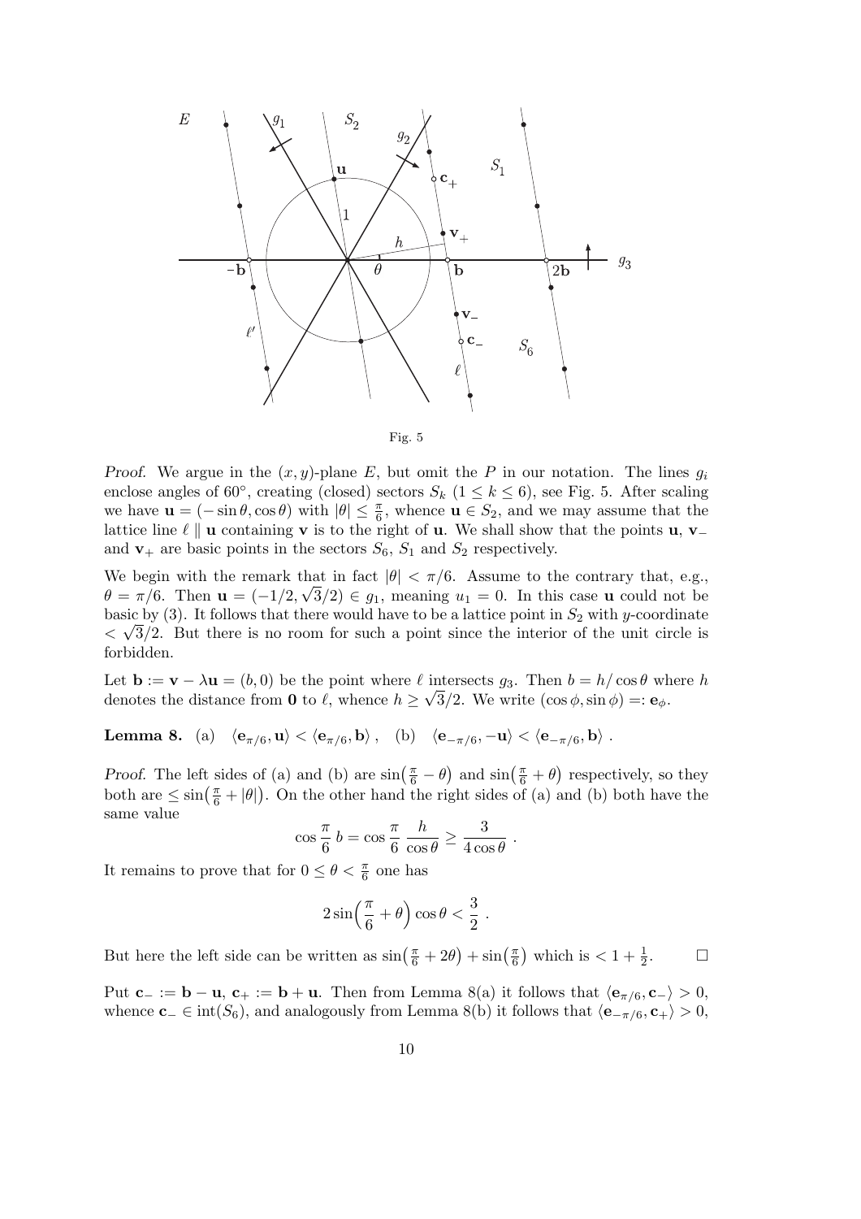Fig. 5

*Proof.* We argue in the $(x, y)$-plane $E$, but omit the $P$ in our notation. The lines $g_i$ enclose angles of 60°, creating (closed) sectors $S_k$ $(1 \le k \le 6)$, see Fig. 5. After scaling we have $\mathbf{u} = (-\sin\theta, \cos\theta)$ with $|\theta| \le \frac{\pi}{6}$, whence $\mathbf{u} \in S_2$, and we may assume that the lattice line $\ell \parallel \mathbf{u}$ containing $\mathbf{v}$ is to the right of $\mathbf{u}$. We shall show that the points $\mathbf{u}$, $\mathbf{v}_-$ and $\mathbf{v}_+$ are basic points in the sectors $S_6$, $S_1$ and $S_2$ respectively.

We begin with the remark that in fact $|\theta| < \pi/6$. Assume to the contrary that, e.g., $\theta = \pi/6$. Then $\mathbf{u} = (-1/2, \sqrt{3}/2) \in g_1$, meaning $u_1 = 0$. In this case $\mathbf{u}$ could not be basic by (3). It follows that there would have to be a lattice point in $S_2$ with $y$-coordinate $< \sqrt{3}/2$. But there is no room for such a point since the interior of the unit circle is forbidden.

Let $\mathbf{b} := \mathbf{v} - \lambda\mathbf{u} = (b, 0)$ be the point where $\ell$ intersects $g_3$. Then $b = h/\cos\theta$ where $h$ denotes the distance from $\mathbf{0}$ to $\ell$, whence $h \ge \sqrt{3}/2$. We write $(\cos\phi, \sin\phi) =: \mathbf{e}_\phi$.

**Lemma 8.** (a) $\langle \mathbf{e}_{\pi/6}, \mathbf{u}\rangle < \langle \mathbf{e}_{\pi/6}, \mathbf{b}\rangle$, (b) $\langle \mathbf{e}_{-\pi/6}, -\mathbf{u}\rangle < \langle \mathbf{e}_{-\pi/6}, \mathbf{b}\rangle$ .

*Proof.* The left sides of (a) and (b) are $\sin\left(\frac{\pi}{6} - \theta\right)$ and $\sin\left(\frac{\pi}{6} + \theta\right)$ respectively, so they both are $\le \sin\left(\frac{\pi}{6} + |\theta|\right)$. On the other hand the right sides of (a) and (b) both have the same value

$$\cos\frac{\pi}{6}\, b = \cos\frac{\pi}{6}\,\frac{h}{\cos\theta} \ge \frac{3}{4\cos\theta} \ .$$

It remains to prove that for $0 \le \theta < \frac{\pi}{6}$ one has

$$2\sin\left(\frac{\pi}{6} + \theta\right)\cos\theta < \frac{3}{2} \ .$$

But here the left side can be written as $\sin\left(\frac{\pi}{6} + 2\theta\right) + \sin\left(\frac{\pi}{6}\right)$ which is $< 1 + \frac{1}{2}$. $\square$

Put $\mathbf{c}_- := \mathbf{b} - \mathbf{u}$, $\mathbf{c}_+ := \mathbf{b} + \mathbf{u}$. Then from Lemma 8(a) it follows that $\langle \mathbf{e}_{\pi/6}, \mathbf{c}_-\rangle > 0$, whence $\mathbf{c}_- \in \mathrm{int}(S_6)$, and analogously from Lemma 8(b) it follows that $\langle \mathbf{e}_{-\pi/6}, \mathbf{c}_+\rangle > 0$,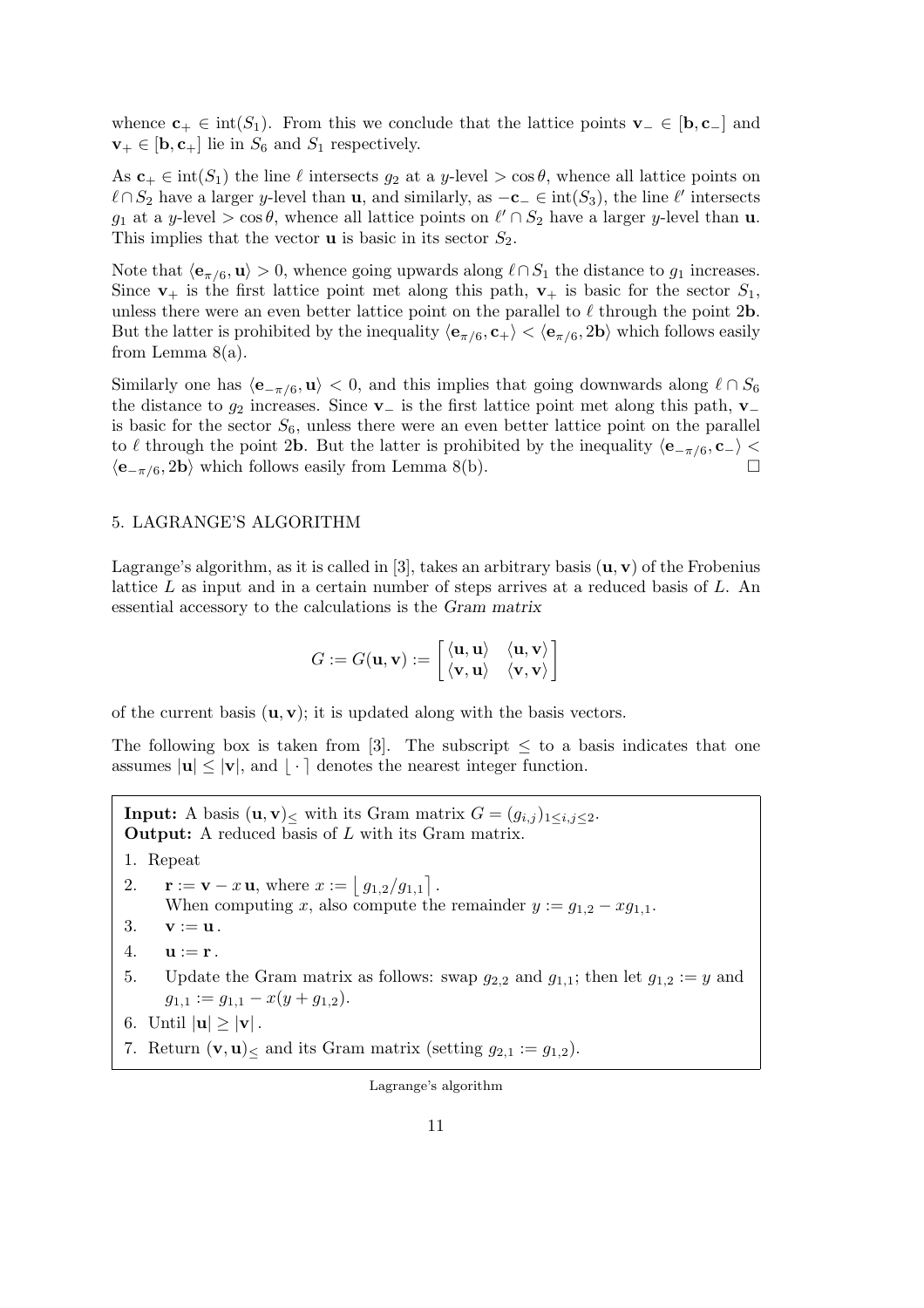whence $\mathbf{c}_+ \in \mathrm{int}(S_1)$. From this we conclude that the lattice points $\mathbf{v}_- \in [\mathbf{b}, \mathbf{c}_-]$ and $\mathbf{v}_+ \in [\mathbf{b}, \mathbf{c}_+]$ lie in $S_6$ and $S_1$ respectively.

As $\mathbf{c}_+ \in \mathrm{int}(S_1)$ the line $\ell$ intersects $g_2$ at a $y$-level $> \cos\theta$, whence all lattice points on $\ell \cap S_2$ have a larger $y$-level than $\mathbf{u}$, and similarly, as $-\mathbf{c}_- \in \mathrm{int}(S_3)$, the line $\ell'$ intersects $g_1$ at a $y$-level $> \cos\theta$, whence all lattice points on $\ell' \cap S_2$ have a larger $y$-level than $\mathbf{u}$. This implies that the vector $\mathbf{u}$ is basic in its sector $S_2$.

Note that $\langle \mathbf{e}_{\pi/6}, \mathbf{u} \rangle > 0$, whence going upwards along $\ell \cap S_1$ the distance to $g_1$ increases. Since $\mathbf{v}_+$ is the first lattice point met along this path, $\mathbf{v}_+$ is basic for the sector $S_1$, unless there were an even better lattice point on the parallel to $\ell$ through the point $2\mathbf{b}$. But the latter is prohibited by the inequality $\langle \mathbf{e}_{\pi/6}, \mathbf{c}_+ \rangle < \langle \mathbf{e}_{\pi/6}, 2\mathbf{b} \rangle$ which follows easily from Lemma 8(a).

Similarly one has $\langle \mathbf{e}_{-\pi/6}, \mathbf{u} \rangle < 0$, and this implies that going downwards along $\ell \cap S_6$ the distance to $g_2$ increases. Since $\mathbf{v}_-$ is the first lattice point met along this path, $\mathbf{v}_-$ is basic for the sector $S_6$, unless there were an even better lattice point on the parallel to $\ell$ through the point $2\mathbf{b}$. But the latter is prohibited by the inequality $\langle \mathbf{e}_{-\pi/6}, \mathbf{c}_- \rangle < \langle \mathbf{e}_{-\pi/6}, 2\mathbf{b} \rangle$ which follows easily from Lemma 8(b). ☐

## 5. LAGRANGE'S ALGORITHM

Lagrange's algorithm, as it is called in [3], takes an arbitrary basis $(\mathbf{u}, \mathbf{v})$ of the Frobenius lattice $L$ as input and in a certain number of steps arrives at a reduced basis of $L$. An essential accessory to the calculations is the *Gram matrix*

$$G := G(\mathbf{u}, \mathbf{v}) := \begin{bmatrix} \langle \mathbf{u}, \mathbf{u} \rangle & \langle \mathbf{u}, \mathbf{v} \rangle \\ \langle \mathbf{v}, \mathbf{u} \rangle & \langle \mathbf{v}, \mathbf{v} \rangle \end{bmatrix}$$

of the current basis $(\mathbf{u}, \mathbf{v})$; it is updated along with the basis vectors.

The following box is taken from [3]. The subscript $\leq$ to a basis indicates that one assumes $|\mathbf{u}| \leq |\mathbf{v}|$, and $\lfloor \cdot \rceil$ denotes the nearest integer function.

**Input:** A basis $(\mathbf{u}, \mathbf{v})_\leq$ with its Gram matrix $G = (g_{i,j})_{1 \leq i,j \leq 2}$.
**Output:** A reduced basis of $L$ with its Gram matrix.

1. Repeat
2. $\quad \mathbf{r} := \mathbf{v} - x\,\mathbf{u}$, where $x := \lfloor g_{1,2}/g_{1,1} \rceil$.
   When computing $x$, also compute the remainder $y := g_{1,2} - x g_{1,1}$.
3. $\quad \mathbf{v} := \mathbf{u}$.
4. $\quad \mathbf{u} := \mathbf{r}$.
5. $\quad$ Update the Gram matrix as follows: swap $g_{2,2}$ and $g_{1,1}$; then let $g_{1,2} := y$ and $g_{1,1} := g_{1,1} - x(y + g_{1,2})$.
6. Until $|\mathbf{u}| \geq |\mathbf{v}|$.
7. Return $(\mathbf{v}, \mathbf{u})_\leq$ and its Gram matrix (setting $g_{2,1} := g_{1,2}$).

Lagrange's algorithm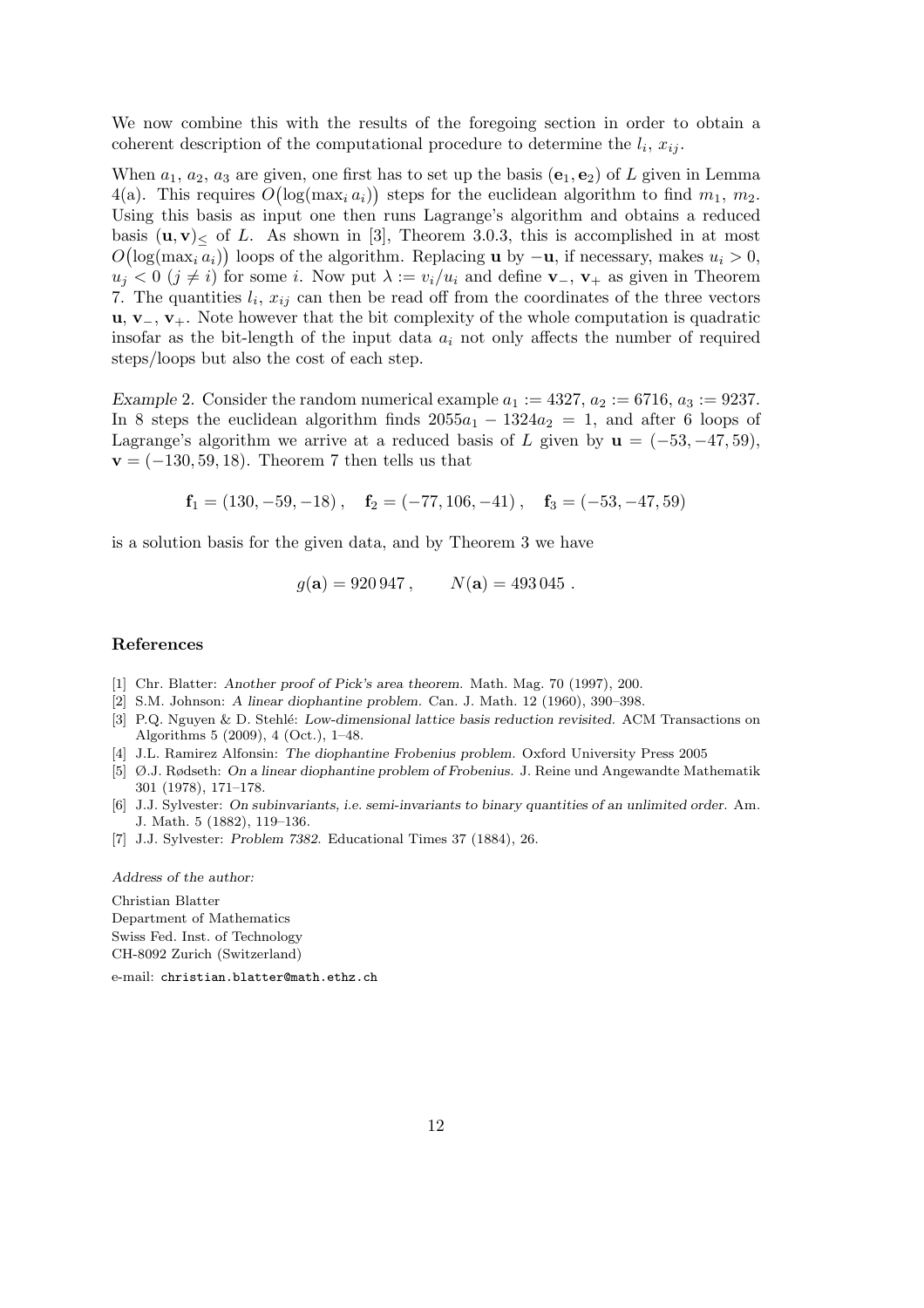We now combine this with the results of the foregoing section in order to obtain a coherent description of the computational procedure to determine the $l_i$, $x_{ij}$.

When $a_1$, $a_2$, $a_3$ are given, one first has to set up the basis $(\mathbf{e}_1, \mathbf{e}_2)$ of $L$ given in Lemma 4(a). This requires $O\big(\log(\max_i a_i)\big)$ steps for the euclidean algorithm to find $m_1$, $m_2$. Using this basis as input one then runs Lagrange's algorithm and obtains a reduced basis $(\mathbf{u}, \mathbf{v})_{\leq}$ of $L$. As shown in [3], Theorem 3.0.3, this is accomplished in at most $O\big(\log(\max_i a_i)\big)$ loops of the algorithm. Replacing $\mathbf{u}$ by $-\mathbf{u}$, if necessary, makes $u_i > 0$, $u_j < 0$ $(j \neq i)$ for some $i$. Now put $\lambda := v_i/u_i$ and define $\mathbf{v}_-$, $\mathbf{v}_+$ as given in Theorem 7. The quantities $l_i$, $x_{ij}$ can then be read off from the coordinates of the three vectors $\mathbf{u}$, $\mathbf{v}_-$, $\mathbf{v}_+$. Note however that the bit complexity of the whole computation is quadratic insofar as the bit-length of the input data $a_i$ not only affects the number of required steps/loops but also the cost of each step.

*Example* 2. Consider the random numerical example $a_1 := 4327$, $a_2 := 6716$, $a_3 := 9237$. In 8 steps the euclidean algorithm finds $2055a_1 - 1324a_2 = 1$, and after 6 loops of Lagrange's algorithm we arrive at a reduced basis of $L$ given by $\mathbf{u} = (-53, -47, 59)$, $\mathbf{v} = (-130, 59, 18)$. Theorem 7 then tells us that

$$\mathbf{f}_1 = (130, -59, -18)\,, \quad \mathbf{f}_2 = (-77, 106, -41)\,, \quad \mathbf{f}_3 = (-53, -47, 59)$$

is a solution basis for the given data, and by Theorem 3 we have

$$g(\mathbf{a}) = 920\,947\,, \qquad N(\mathbf{a}) = 493\,045\ .$$

## References

[1] Chr. Blatter: *Another proof of Pick's area theorem.* Math. Mag. 70 (1997), 200.

[2] S.M. Johnson: *A linear diophantine problem.* Can. J. Math. 12 (1960), 390–398.

[3] P.Q. Nguyen & D. Stehlé: *Low-dimensional lattice basis reduction revisited.* ACM Transactions on Algorithms 5 (2009), 4 (Oct.), 1–48.

[4] J.L. Ramirez Alfonsin: *The diophantine Frobenius problem.* Oxford University Press 2005

[5] Ø.J. Rødseth: *On a linear diophantine problem of Frobenius.* J. Reine und Angewandte Mathematik 301 (1978), 171–178.

[6] J.J. Sylvester: *On subinvariants, i.e. semi-invariants to binary quantities of an unlimited order.* Am. J. Math. 5 (1882), 119–136.

[7] J.J. Sylvester: *Problem 7382.* Educational Times 37 (1884), 26.

*Address of the author:*

Christian Blatter
Department of Mathematics
Swiss Fed. Inst. of Technology
CH-8092 Zurich (Switzerland)

e-mail: christian.blatter@math.ethz.ch